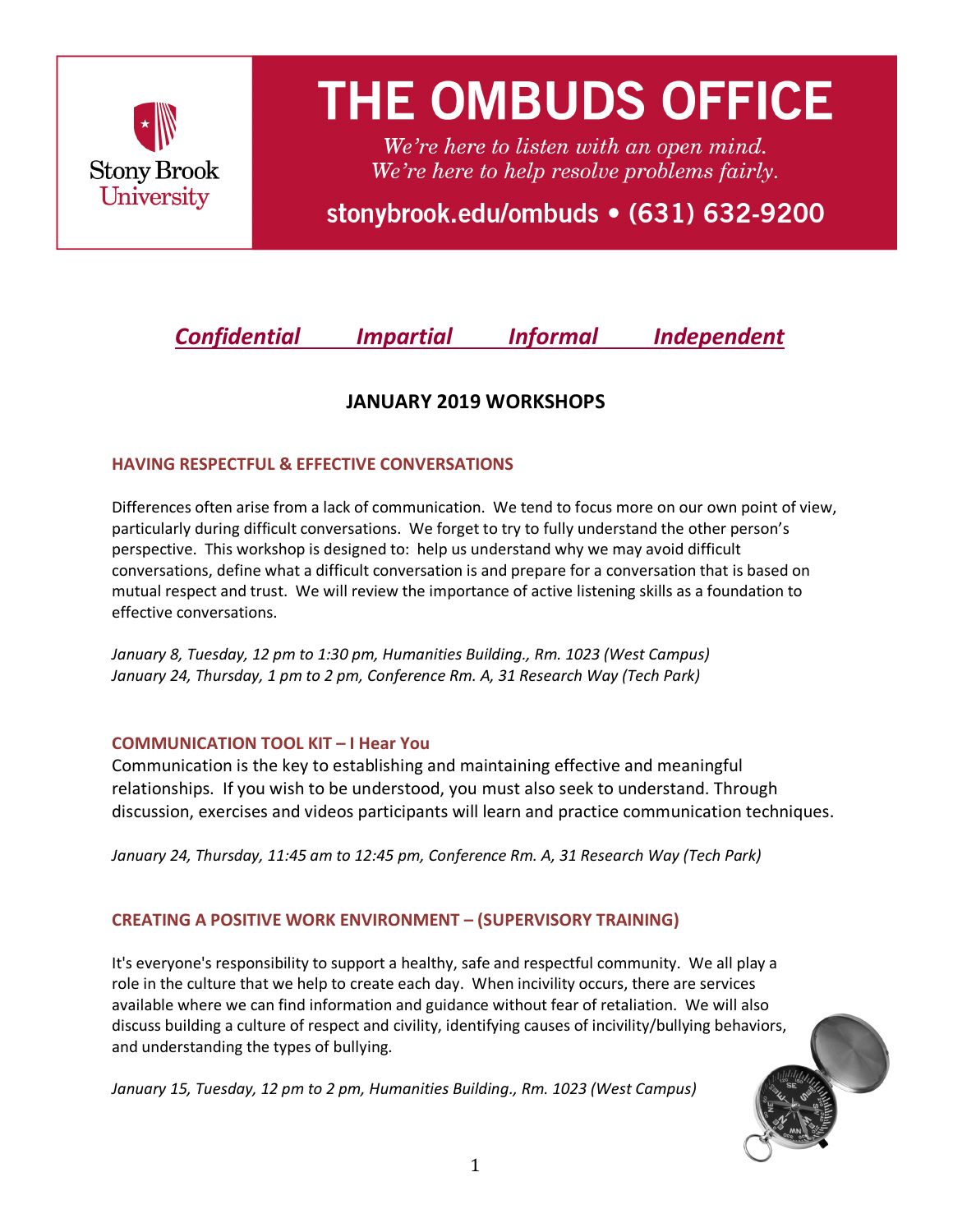# THE OMBUDS OFFICE

*We're here to listen with an open mind.*
*We're here to help resolve problems fairly.*

**stonybrook.edu/ombuds • (631) 632-9200**

Stony Brook University

***Confidential*** ***Impartial*** ***Informal*** ***Independent***

## JANUARY 2019 WORKSHOPS

### HAVING RESPECTFUL & EFFECTIVE CONVERSATIONS

Differences often arise from a lack of communication. We tend to focus more on our own point of view, particularly during difficult conversations. We forget to try to fully understand the other person's perspective. This workshop is designed to: help us understand why we may avoid difficult conversations, define what a difficult conversation is and prepare for a conversation that is based on mutual respect and trust. We will review the importance of active listening skills as a foundation to effective conversations.

*January 8, Tuesday, 12 pm to 1:30 pm, Humanities Building., Rm. 1023 (West Campus)*
*January 24, Thursday, 1 pm to 2 pm, Conference Rm. A, 31 Research Way (Tech Park)*

### COMMUNICATION TOOL KIT – I Hear You

Communication is the key to establishing and maintaining effective and meaningful relationships. If you wish to be understood, you must also seek to understand. Through discussion, exercises and videos participants will learn and practice communication techniques.

*January 24, Thursday, 11:45 am to 12:45 pm, Conference Rm. A, 31 Research Way (Tech Park)*

### CREATING A POSITIVE WORK ENVIRONMENT – (SUPERVISORY TRAINING)

It's everyone's responsibility to support a healthy, safe and respectful community. We all play a role in the culture that we help to create each day. When incivility occurs, there are services available where we can find information and guidance without fear of retaliation. We will also discuss building a culture of respect and civility, identifying causes of incivility/bullying behaviors, and understanding the types of bullying.

*January 15, Tuesday, 12 pm to 2 pm, Humanities Building., Rm. 1023 (West Campus)*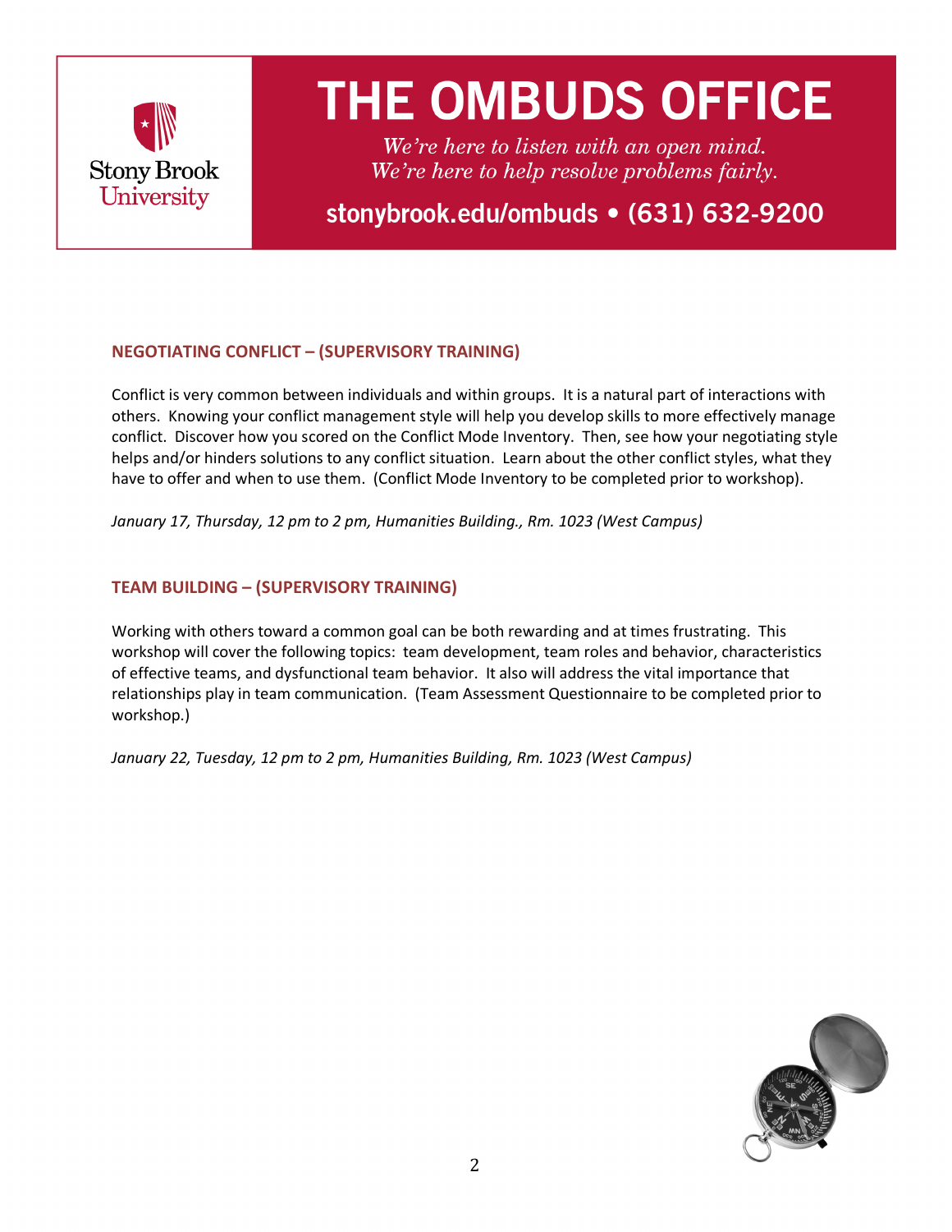# THE OMBUDS OFFICE

*We're here to listen with an open mind.*
*We're here to help resolve problems fairly.*

**stonybrook.edu/ombuds • (631) 632-9200**

### NEGOTIATING CONFLICT – (SUPERVISORY TRAINING)

Conflict is very common between individuals and within groups. It is a natural part of interactions with others. Knowing your conflict management style will help you develop skills to more effectively manage conflict. Discover how you scored on the Conflict Mode Inventory. Then, see how your negotiating style helps and/or hinders solutions to any conflict situation. Learn about the other conflict styles, what they have to offer and when to use them. (Conflict Mode Inventory to be completed prior to workshop).

*January 17, Thursday, 12 pm to 2 pm, Humanities Building., Rm. 1023 (West Campus)*

### TEAM BUILDING – (SUPERVISORY TRAINING)

Working with others toward a common goal can be both rewarding and at times frustrating. This workshop will cover the following topics: team development, team roles and behavior, characteristics of effective teams, and dysfunctional team behavior. It also will address the vital importance that relationships play in team communication. (Team Assessment Questionnaire to be completed prior to workshop.)

*January 22, Tuesday, 12 pm to 2 pm, Humanities Building, Rm. 1023 (West Campus)*